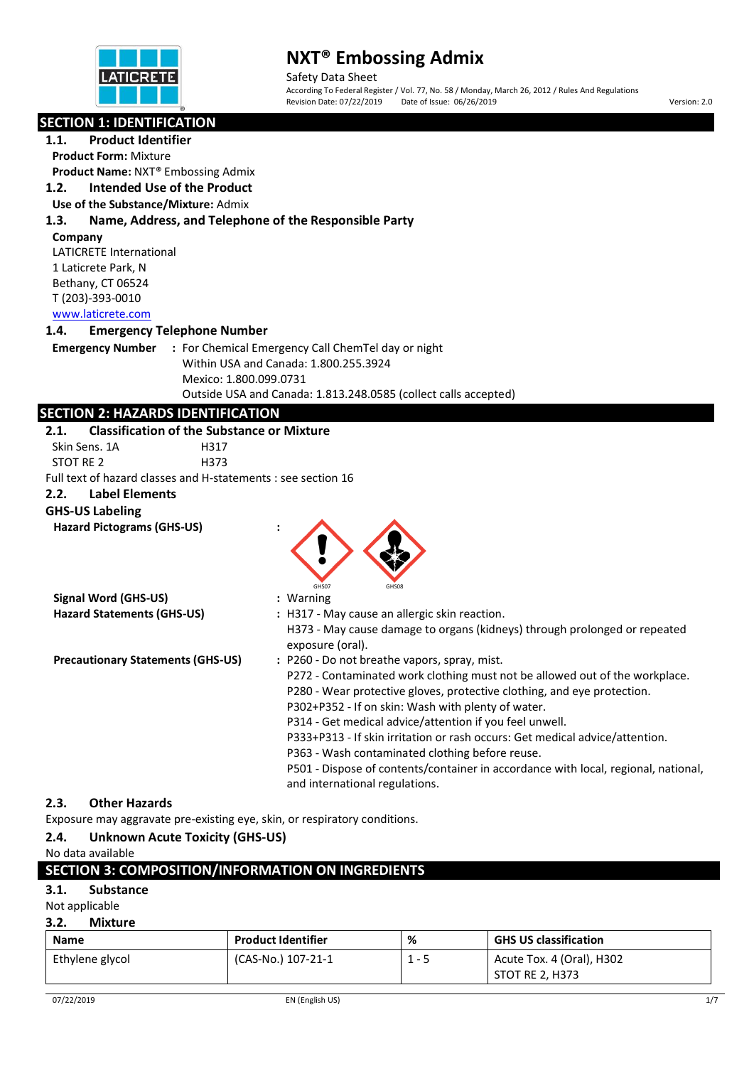# NXT® Embossing Admix

Safety Data Sheet

According To Federal Register / Vol. 77, No. 58 / Monday, March 26, 2012 / Rules And Regulations

Revision Date: 07/22/2019 Date of Issue: 06/26/2019 Version: 2.0

## SECTION 1: IDENTIFICATION

### 1.1. Product Identifier

**Product Form:** Mixture

**Product Name:** NXT® Embossing Admix

### 1.2. Intended Use of the Product

**Use of the Substance/Mixture:** Admix

### 1.3. Name, Address, and Telephone of the Responsible Party

**Company**

LATICRETE International
1 Laticrete Park, N
Bethany, CT 06524
T (203)-393-0010
www.laticrete.com

### 1.4. Emergency Telephone Number

**Emergency Number** : For Chemical Emergency Call ChemTel day or night
Within USA and Canada: 1.800.255.3924
Mexico: 1.800.099.0731
Outside USA and Canada: 1.813.248.0585 (collect calls accepted)

## SECTION 2: HAZARDS IDENTIFICATION

### 2.1. Classification of the Substance or Mixture

| | |
|---|---|
| Skin Sens. 1A | H317 |
| STOT RE 2 | H373 |

Full text of hazard classes and H-statements : see section 16

### 2.2. Label Elements

**GHS-US Labeling**

**Hazard Pictograms (GHS-US)** :

GHS07 GHS08

**Signal Word (GHS-US)** : Warning

**Hazard Statements (GHS-US)** : H317 - May cause an allergic skin reaction.
H373 - May cause damage to organs (kidneys) through prolonged or repeated exposure (oral).

**Precautionary Statements (GHS-US)** : P260 - Do not breathe vapors, spray, mist.
P272 - Contaminated work clothing must not be allowed out of the workplace.
P280 - Wear protective gloves, protective clothing, and eye protection.
P302+P352 - If on skin: Wash with plenty of water.
P314 - Get medical advice/attention if you feel unwell.
P333+P313 - If skin irritation or rash occurs: Get medical advice/attention.
P363 - Wash contaminated clothing before reuse.
P501 - Dispose of contents/container in accordance with local, regional, national, and international regulations.

### 2.3. Other Hazards

Exposure may aggravate pre-existing eye, skin, or respiratory conditions.

### 2.4. Unknown Acute Toxicity (GHS-US)

No data available

## SECTION 3: COMPOSITION/INFORMATION ON INGREDIENTS

### 3.1. Substance

Not applicable

### 3.2. Mixture

| Name | Product Identifier | % | GHS US classification |
|---|---|---|---|
| Ethylene glycol | (CAS-No.) 107-21-1 | 1 - 5 | Acute Tox. 4 (Oral), H302<br>STOT RE 2, H373 |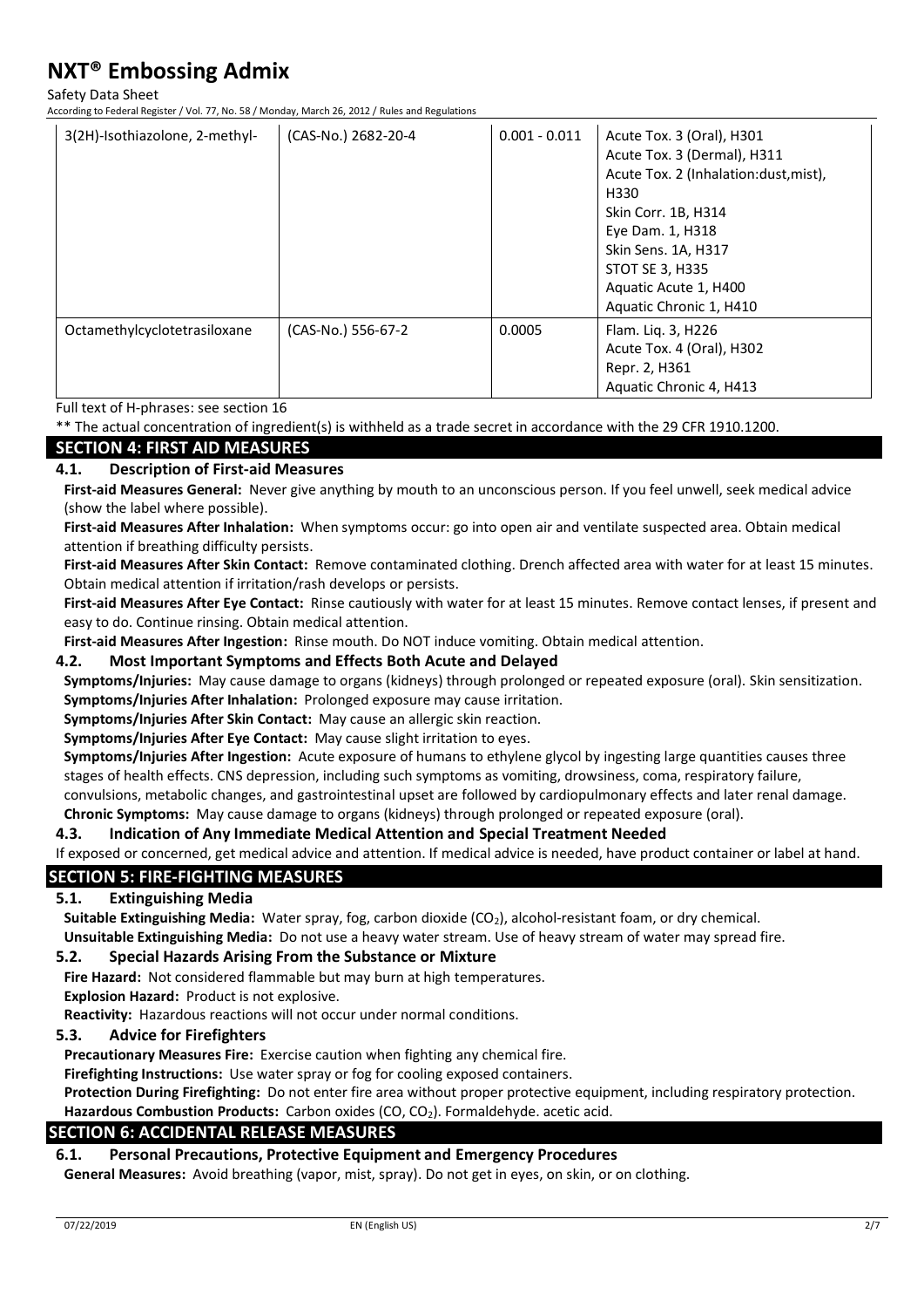| 3(2H)-Isothiazolone, 2-methyl- | (CAS-No.) 2682-20-4 | 0.001 - 0.011 | Acute Tox. 3 (Oral), H301<br>Acute Tox. 3 (Dermal), H311<br>Acute Tox. 2 (Inhalation:dust,mist), H330<br>Skin Corr. 1B, H314<br>Eye Dam. 1, H318<br>Skin Sens. 1A, H317<br>STOT SE 3, H335<br>Aquatic Acute 1, H400<br>Aquatic Chronic 1, H410 |
|---|---|---|---|
| Octamethylcyclotetrasiloxane | (CAS-No.) 556-67-2 | 0.0005 | Flam. Liq. 3, H226<br>Acute Tox. 4 (Oral), H302<br>Repr. 2, H361<br>Aquatic Chronic 4, H413 |

Full text of H-phrases: see section 16

** The actual concentration of ingredient(s) is withheld as a trade secret in accordance with the 29 CFR 1910.1200.

## SECTION 4: FIRST AID MEASURES

### 4.1. Description of First-aid Measures

**First-aid Measures General:** Never give anything by mouth to an unconscious person. If you feel unwell, seek medical advice (show the label where possible).

**First-aid Measures After Inhalation:** When symptoms occur: go into open air and ventilate suspected area. Obtain medical attention if breathing difficulty persists.

**First-aid Measures After Skin Contact:** Remove contaminated clothing. Drench affected area with water for at least 15 minutes. Obtain medical attention if irritation/rash develops or persists.

**First-aid Measures After Eye Contact:** Rinse cautiously with water for at least 15 minutes. Remove contact lenses, if present and easy to do. Continue rinsing. Obtain medical attention.

**First-aid Measures After Ingestion:** Rinse mouth. Do NOT induce vomiting. Obtain medical attention.

### 4.2. Most Important Symptoms and Effects Both Acute and Delayed

**Symptoms/Injuries:** May cause damage to organs (kidneys) through prolonged or repeated exposure (oral). Skin sensitization.

**Symptoms/Injuries After Inhalation:** Prolonged exposure may cause irritation.

**Symptoms/Injuries After Skin Contact:** May cause an allergic skin reaction.

**Symptoms/Injuries After Eye Contact:** May cause slight irritation to eyes.

**Symptoms/Injuries After Ingestion:** Acute exposure of humans to ethylene glycol by ingesting large quantities causes three stages of health effects. CNS depression, including such symptoms as vomiting, drowsiness, coma, respiratory failure, convulsions, metabolic changes, and gastrointestinal upset are followed by cardiopulmonary effects and later renal damage.

**Chronic Symptoms:** May cause damage to organs (kidneys) through prolonged or repeated exposure (oral).

### 4.3. Indication of Any Immediate Medical Attention and Special Treatment Needed

If exposed or concerned, get medical advice and attention. If medical advice is needed, have product container or label at hand.

## SECTION 5: FIRE-FIGHTING MEASURES

### 5.1. Extinguishing Media

**Suitable Extinguishing Media:** Water spray, fog, carbon dioxide ($CO_2$), alcohol-resistant foam, or dry chemical.

**Unsuitable Extinguishing Media:** Do not use a heavy water stream. Use of heavy stream of water may spread fire.

### 5.2. Special Hazards Arising From the Substance or Mixture

**Fire Hazard:** Not considered flammable but may burn at high temperatures.

**Explosion Hazard:** Product is not explosive.

**Reactivity:** Hazardous reactions will not occur under normal conditions.

### 5.3. Advice for Firefighters

**Precautionary Measures Fire:** Exercise caution when fighting any chemical fire.

**Firefighting Instructions:** Use water spray or fog for cooling exposed containers.

**Protection During Firefighting:** Do not enter fire area without proper protective equipment, including respiratory protection.

**Hazardous Combustion Products:** Carbon oxides (CO, $CO_2$). Formaldehyde. acetic acid.

## SECTION 6: ACCIDENTAL RELEASE MEASURES

### 6.1. Personal Precautions, Protective Equipment and Emergency Procedures

**General Measures:** Avoid breathing (vapor, mist, spray). Do not get in eyes, on skin, or on clothing.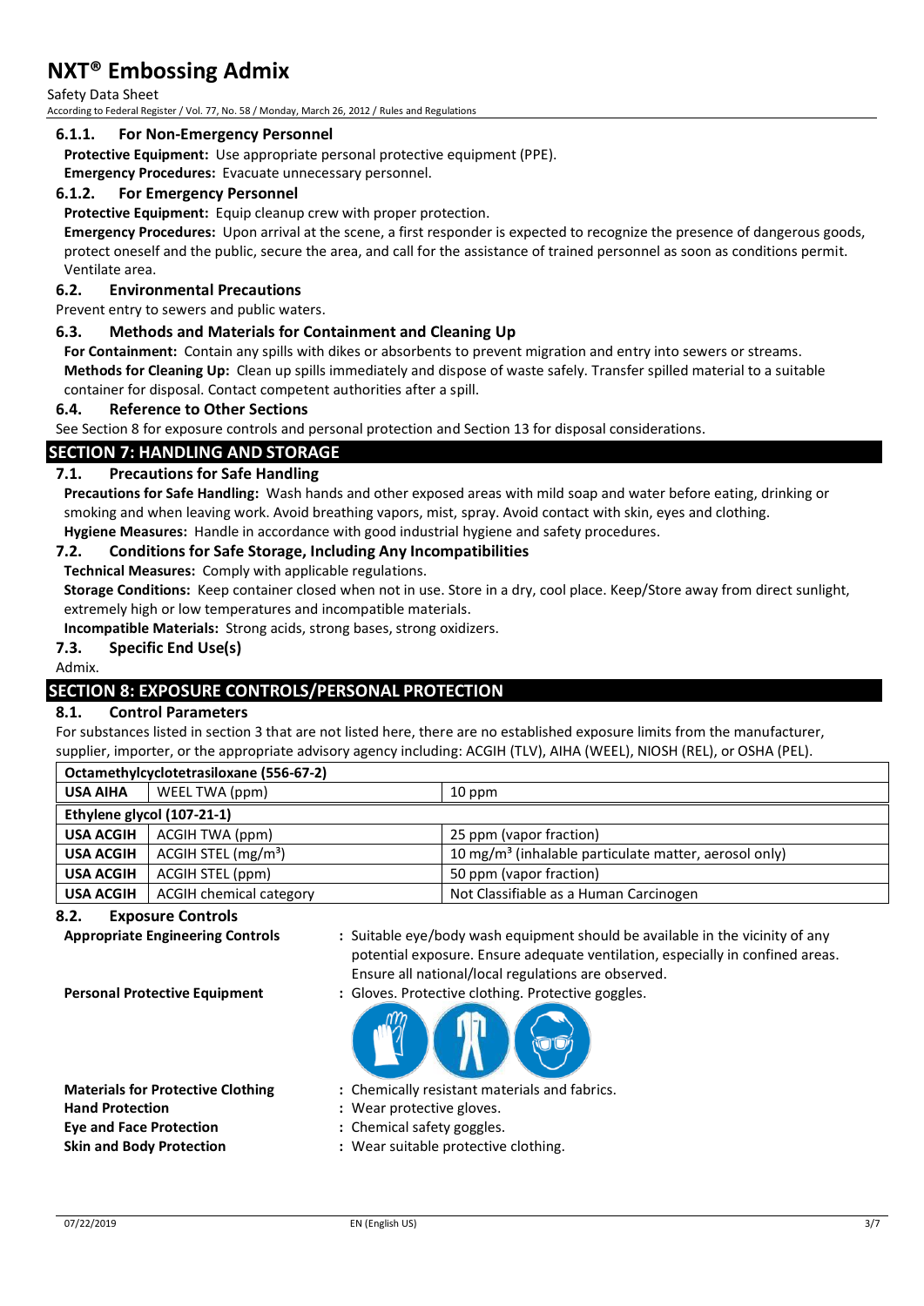#### 6.1.1. For Non-Emergency Personnel

**Protective Equipment:** Use appropriate personal protective equipment (PPE).

**Emergency Procedures:** Evacuate unnecessary personnel.

#### 6.1.2. For Emergency Personnel

**Protective Equipment:** Equip cleanup crew with proper protection.

**Emergency Procedures:** Upon arrival at the scene, a first responder is expected to recognize the presence of dangerous goods, protect oneself and the public, secure the area, and call for the assistance of trained personnel as soon as conditions permit. Ventilate area.

### 6.2. Environmental Precautions

Prevent entry to sewers and public waters.

### 6.3. Methods and Materials for Containment and Cleaning Up

**For Containment:** Contain any spills with dikes or absorbents to prevent migration and entry into sewers or streams.

**Methods for Cleaning Up:** Clean up spills immediately and dispose of waste safely. Transfer spilled material to a suitable container for disposal. Contact competent authorities after a spill.

### 6.4. Reference to Other Sections

See Section 8 for exposure controls and personal protection and Section 13 for disposal considerations.

## SECTION 7: HANDLING AND STORAGE

### 7.1. Precautions for Safe Handling

**Precautions for Safe Handling:** Wash hands and other exposed areas with mild soap and water before eating, drinking or smoking and when leaving work. Avoid breathing vapors, mist, spray. Avoid contact with skin, eyes and clothing.

**Hygiene Measures:** Handle in accordance with good industrial hygiene and safety procedures.

### 7.2. Conditions for Safe Storage, Including Any Incompatibilities

**Technical Measures:** Comply with applicable regulations.

**Storage Conditions:** Keep container closed when not in use. Store in a dry, cool place. Keep/Store away from direct sunlight, extremely high or low temperatures and incompatible materials.

**Incompatible Materials:** Strong acids, strong bases, strong oxidizers.

### 7.3. Specific End Use(s)

Admix.

## SECTION 8: EXPOSURE CONTROLS/PERSONAL PROTECTION

### 8.1. Control Parameters

For substances listed in section 3 that are not listed here, there are no established exposure limits from the manufacturer, supplier, importer, or the appropriate advisory agency including: ACGIH (TLV), AIHA (WEEL), NIOSH (REL), or OSHA (PEL).

| **Octamethylcyclotetrasiloxane (556-67-2)** | | |
|---|---|---|
| **USA AIHA** | WEEL TWA (ppm) | 10 ppm |
| **Ethylene glycol (107-21-1)** | | |
| **USA ACGIH** | ACGIH TWA (ppm) | 25 ppm (vapor fraction) |
| **USA ACGIH** | ACGIH STEL (mg/m³) | 10 mg/m³ (inhalable particulate matter, aerosol only) |
| **USA ACGIH** | ACGIH STEL (ppm) | 50 ppm (vapor fraction) |
| **USA ACGIH** | ACGIH chemical category | Not Classifiable as a Human Carcinogen |

### 8.2. Exposure Controls

**Appropriate Engineering Controls** : Suitable eye/body wash equipment should be available in the vicinity of any potential exposure. Ensure adequate ventilation, especially in confined areas. Ensure all national/local regulations are observed.

**Personal Protective Equipment** : Gloves. Protective clothing. Protective goggles.

**Materials for Protective Clothing** : Chemically resistant materials and fabrics.

**Hand Protection** : Wear protective gloves.

**Eye and Face Protection** : Chemical safety goggles.

**Skin and Body Protection** : Wear suitable protective clothing.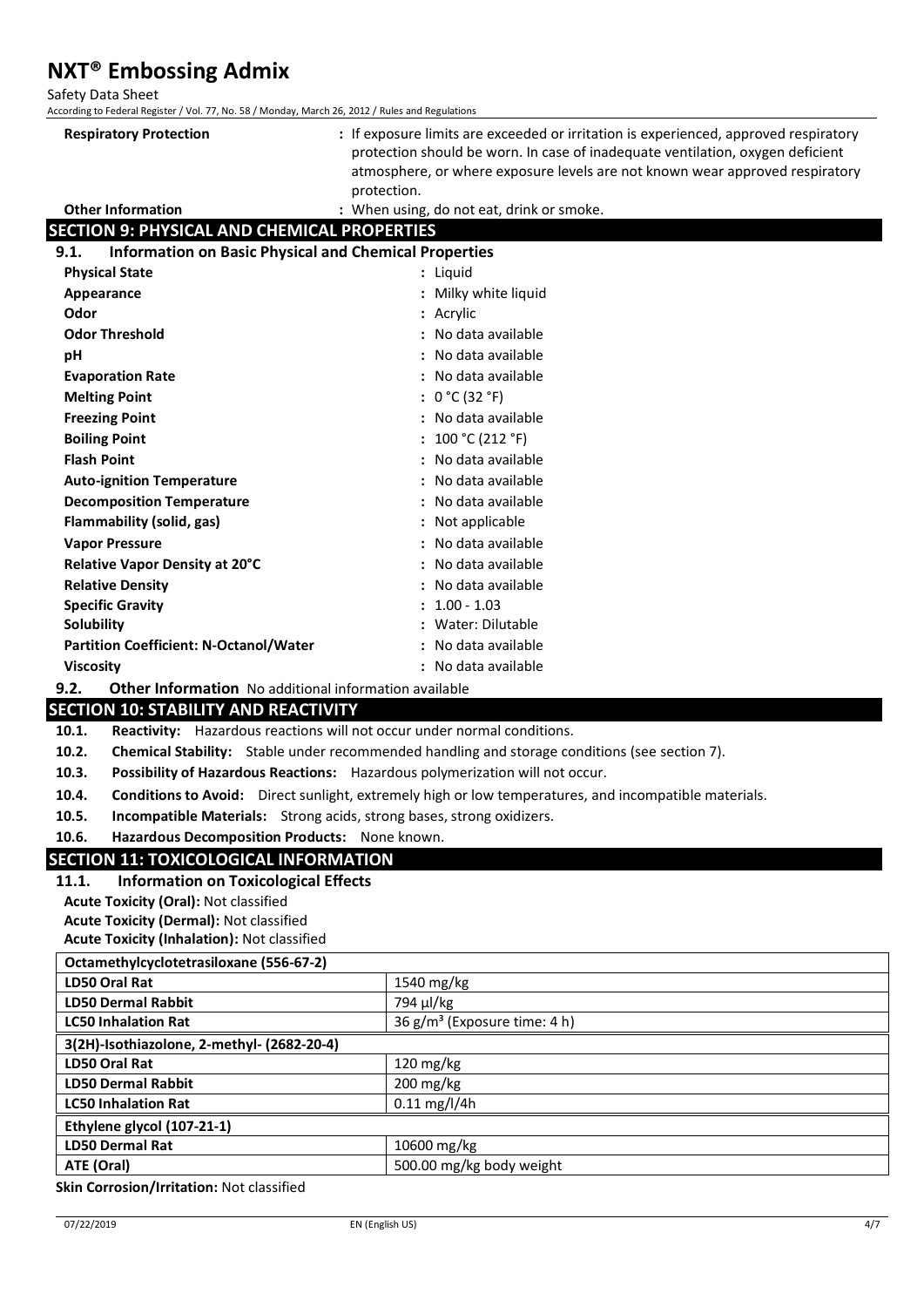| | |
|---|---|
| **Respiratory Protection** | : If exposure limits are exceeded or irritation is experienced, approved respiratory protection should be worn. In case of inadequate ventilation, oxygen deficient atmosphere, or where exposure levels are not known wear approved respiratory protection. |
| **Other Information** | : When using, do not eat, drink or smoke. |

## SECTION 9: PHYSICAL AND CHEMICAL PROPERTIES

### 9.1. Information on Basic Physical and Chemical Properties

| | |
|---|---|
| **Physical State** | : Liquid |
| **Appearance** | : Milky white liquid |
| **Odor** | : Acrylic |
| **Odor Threshold** | : No data available |
| **pH** | : No data available |
| **Evaporation Rate** | : No data available |
| **Melting Point** | : 0 °C (32 °F) |
| **Freezing Point** | : No data available |
| **Boiling Point** | : 100 °C (212 °F) |
| **Flash Point** | : No data available |
| **Auto-ignition Temperature** | : No data available |
| **Decomposition Temperature** | : No data available |
| **Flammability (solid, gas)** | : Not applicable |
| **Vapor Pressure** | : No data available |
| **Relative Vapor Density at 20°C** | : No data available |
| **Relative Density** | : No data available |
| **Specific Gravity** | : 1.00 - 1.03 |
| **Solubility** | : Water: Dilutable |
| **Partition Coefficient: N-Octanol/Water** | : No data available |
| **Viscosity** | : No data available |

### 9.2. Other Information
No additional information available

## SECTION 10: STABILITY AND REACTIVITY

**10.1. Reactivity:** Hazardous reactions will not occur under normal conditions.

**10.2. Chemical Stability:** Stable under recommended handling and storage conditions (see section 7).

**10.3. Possibility of Hazardous Reactions:** Hazardous polymerization will not occur.

**10.4. Conditions to Avoid:** Direct sunlight, extremely high or low temperatures, and incompatible materials.

**10.5. Incompatible Materials:** Strong acids, strong bases, strong oxidizers.

**10.6. Hazardous Decomposition Products:** None known.

## SECTION 11: TOXICOLOGICAL INFORMATION

### 11.1. Information on Toxicological Effects

**Acute Toxicity (Oral):** Not classified

**Acute Toxicity (Dermal):** Not classified

**Acute Toxicity (Inhalation):** Not classified

| Octamethylcyclotetrasiloxane (556-67-2) | |
|---|---|
| **LD50 Oral Rat** | 1540 mg/kg |
| **LD50 Dermal Rabbit** | 794 µl/kg |
| **LC50 Inhalation Rat** | 36 g/m³ (Exposure time: 4 h) |
| **3(2H)-Isothiazolone, 2-methyl- (2682-20-4)** | |
| **LD50 Oral Rat** | 120 mg/kg |
| **LD50 Dermal Rabbit** | 200 mg/kg |
| **LC50 Inhalation Rat** | 0.11 mg/l/4h |
| **Ethylene glycol (107-21-1)** | |
| **LD50 Dermal Rat** | 10600 mg/kg |
| **ATE (Oral)** | 500.00 mg/kg body weight |

**Skin Corrosion/Irritation:** Not classified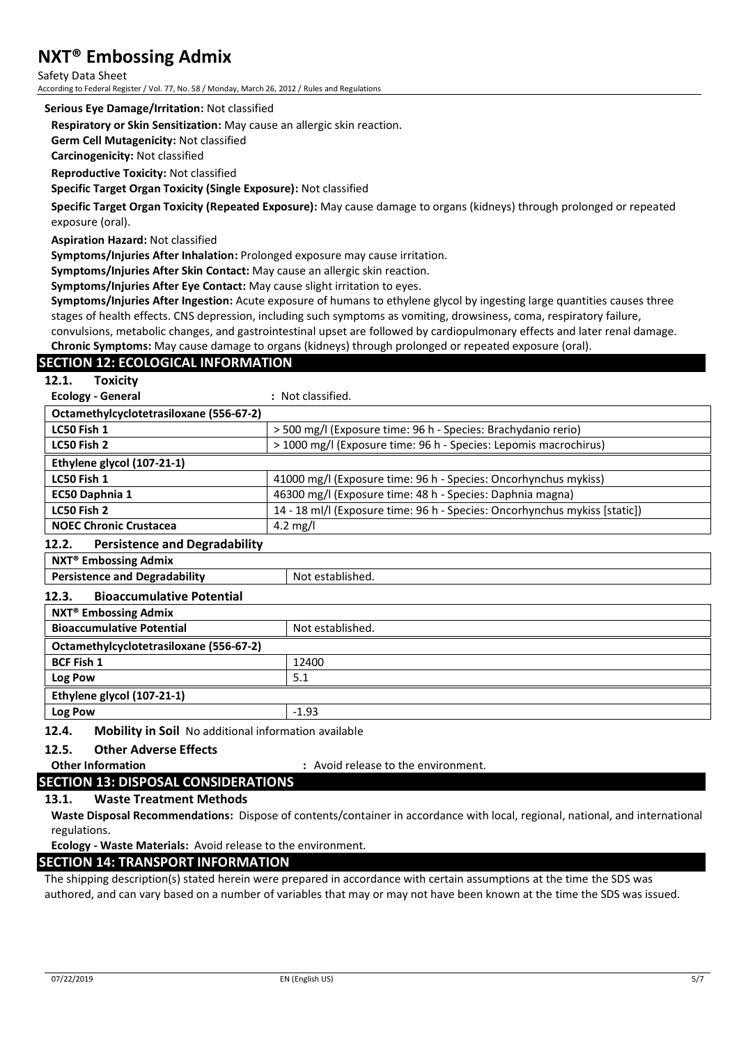**Serious Eye Damage/Irritation:** Not classified

**Respiratory or Skin Sensitization:** May cause an allergic skin reaction.

**Germ Cell Mutagenicity:** Not classified

**Carcinogenicity:** Not classified

**Reproductive Toxicity:** Not classified

**Specific Target Organ Toxicity (Single Exposure):** Not classified

**Specific Target Organ Toxicity (Repeated Exposure):** May cause damage to organs (kidneys) through prolonged or repeated exposure (oral).

**Aspiration Hazard:** Not classified

**Symptoms/Injuries After Inhalation:** Prolonged exposure may cause irritation.

**Symptoms/Injuries After Skin Contact:** May cause an allergic skin reaction.

**Symptoms/Injuries After Eye Contact:** May cause slight irritation to eyes.

**Symptoms/Injuries After Ingestion:** Acute exposure of humans to ethylene glycol by ingesting large quantities causes three stages of health effects. CNS depression, including such symptoms as vomiting, drowsiness, coma, respiratory failure, convulsions, metabolic changes, and gastrointestinal upset are followed by cardiopulmonary effects and later renal damage.

**Chronic Symptoms:** May cause damage to organs (kidneys) through prolonged or repeated exposure (oral).

## SECTION 12: ECOLOGICAL INFORMATION

### 12.1. Toxicity

**Ecology - General** : Not classified.

| Octamethylcyclotetrasiloxane (556-67-2) | |
|---|---|
| **LC50 Fish 1** | > 500 mg/l (Exposure time: 96 h - Species: Brachydanio rerio) |
| **LC50 Fish 2** | > 1000 mg/l (Exposure time: 96 h - Species: Lepomis macrochirus) |
| **Ethylene glycol (107-21-1)** | |
| **LC50 Fish 1** | 41000 mg/l (Exposure time: 96 h - Species: Oncorhynchus mykiss) |
| **EC50 Daphnia 1** | 46300 mg/l (Exposure time: 48 h - Species: Daphnia magna) |
| **LC50 Fish 2** | 14 - 18 ml/l (Exposure time: 96 h - Species: Oncorhynchus mykiss [static]) |
| **NOEC Chronic Crustacea** | 4.2 mg/l |

### 12.2. Persistence and Degradability

| NXT® Embossing Admix | |
|---|---|
| **Persistence and Degradability** | Not established. |

### 12.3. Bioaccumulative Potential

| NXT® Embossing Admix | |
|---|---|
| **Bioaccumulative Potential** | Not established. |
| **Octamethylcyclotetrasiloxane (556-67-2)** | |
| **BCF Fish 1** | 12400 |
| **Log Pow** | 5.1 |
| **Ethylene glycol (107-21-1)** | |
| **Log Pow** | -1.93 |

### 12.4. Mobility in Soil

No additional information available

### 12.5. Other Adverse Effects

**Other Information** : Avoid release to the environment.

## SECTION 13: DISPOSAL CONSIDERATIONS

### 13.1. Waste Treatment Methods

**Waste Disposal Recommendations:** Dispose of contents/container in accordance with local, regional, national, and international regulations.

**Ecology - Waste Materials:** Avoid release to the environment.

## SECTION 14: TRANSPORT INFORMATION

The shipping description(s) stated herein were prepared in accordance with certain assumptions at the time the SDS was authored, and can vary based on a number of variables that may or may not have been known at the time the SDS was issued.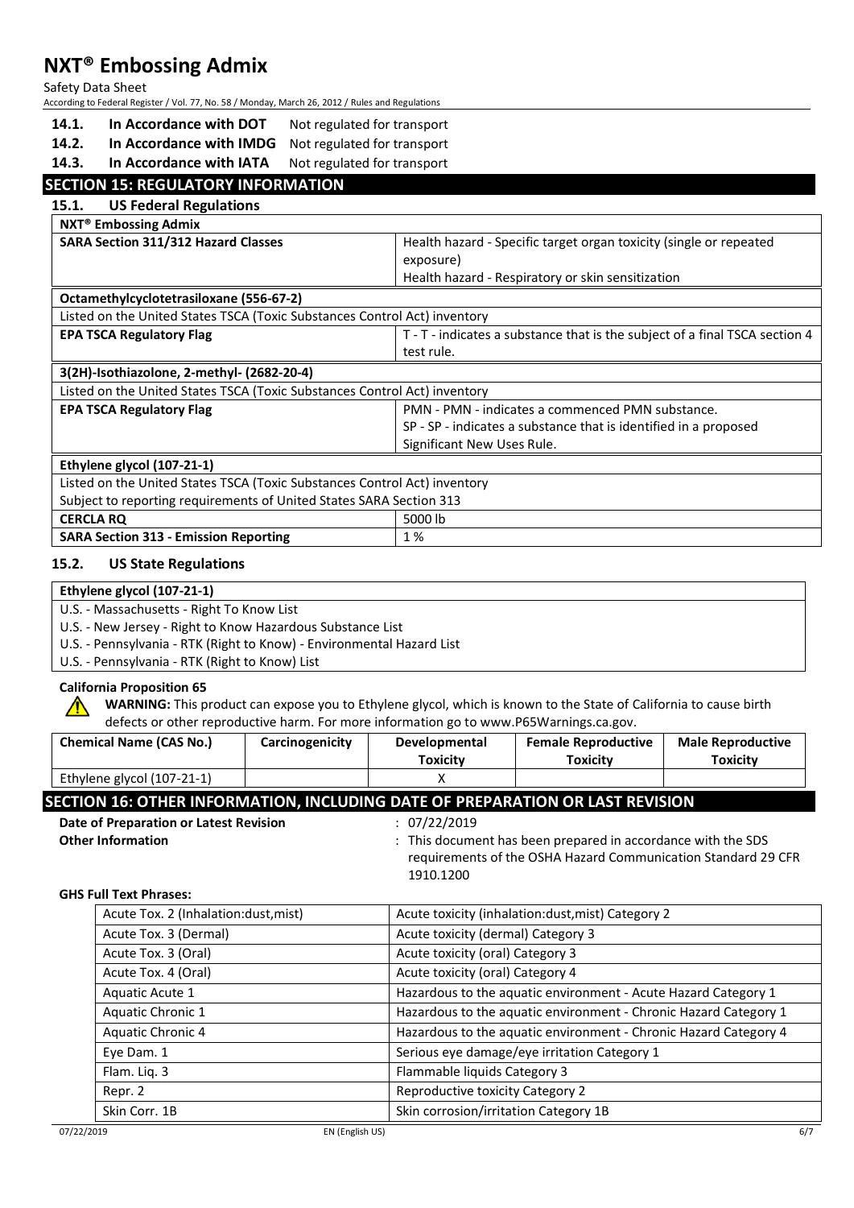**14.1. In Accordance with DOT** Not regulated for transport

**14.2. In Accordance with IMDG** Not regulated for transport

**14.3. In Accordance with IATA** Not regulated for transport

## SECTION 15: REGULATORY INFORMATION

### 15.1. US Federal Regulations

| **NXT® Embossing Admix** | |
|---|---|
| **SARA Section 311/312 Hazard Classes** | Health hazard - Specific target organ toxicity (single or repeated exposure)<br>Health hazard - Respiratory or skin sensitization |

| **Octamethylcyclotetrasiloxane (556-67-2)** | |
|---|---|
| Listed on the United States TSCA (Toxic Substances Control Act) inventory | |
| **EPA TSCA Regulatory Flag** | T - T - indicates a substance that is the subject of a final TSCA section 4 test rule. |

| **3(2H)-Isothiazolone, 2-methyl- (2682-20-4)** | |
|---|---|
| Listed on the United States TSCA (Toxic Substances Control Act) inventory | |
| **EPA TSCA Regulatory Flag** | PMN - PMN - indicates a commenced PMN substance.<br>SP - SP - indicates a substance that is identified in a proposed Significant New Uses Rule. |

| **Ethylene glycol (107-21-1)** | |
|---|---|
| Listed on the United States TSCA (Toxic Substances Control Act) inventory | |
| Subject to reporting requirements of United States SARA Section 313 | |
| **CERCLA RQ** | 5000 lb |
| **SARA Section 313 - Emission Reporting** | 1 % |

### 15.2. US State Regulations

| **Ethylene glycol (107-21-1)** |
|---|
| U.S. - Massachusetts - Right To Know List |
| U.S. - New Jersey - Right to Know Hazardous Substance List |
| U.S. - Pennsylvania - RTK (Right to Know) - Environmental Hazard List |
| U.S. - Pennsylvania - RTK (Right to Know) List |

**California Proposition 65**

**WARNING:** This product can expose you to Ethylene glycol, which is known to the State of California to cause birth defects or other reproductive harm. For more information go to www.P65Warnings.ca.gov.

| Chemical Name (CAS No.) | Carcinogenicity | Developmental Toxicity | Female Reproductive Toxicity | Male Reproductive Toxicity |
|---|---|---|---|---|
| Ethylene glycol (107-21-1) | | X | | |

## SECTION 16: OTHER INFORMATION, INCLUDING DATE OF PREPARATION OR LAST REVISION

**Date of Preparation or Latest Revision** : 07/22/2019

**Other Information** : This document has been prepared in accordance with the SDS requirements of the OSHA Hazard Communication Standard 29 CFR 1910.1200

**GHS Full Text Phrases:**

| | |
|---|---|
| Acute Tox. 2 (Inhalation:dust,mist) | Acute toxicity (inhalation:dust,mist) Category 2 |
| Acute Tox. 3 (Dermal) | Acute toxicity (dermal) Category 3 |
| Acute Tox. 3 (Oral) | Acute toxicity (oral) Category 3 |
| Acute Tox. 4 (Oral) | Acute toxicity (oral) Category 4 |
| Aquatic Acute 1 | Hazardous to the aquatic environment - Acute Hazard Category 1 |
| Aquatic Chronic 1 | Hazardous to the aquatic environment - Chronic Hazard Category 1 |
| Aquatic Chronic 4 | Hazardous to the aquatic environment - Chronic Hazard Category 4 |
| Eye Dam. 1 | Serious eye damage/eye irritation Category 1 |
| Flam. Liq. 3 | Flammable liquids Category 3 |
| Repr. 2 | Reproductive toxicity Category 2 |
| Skin Corr. 1B | Skin corrosion/irritation Category 1B |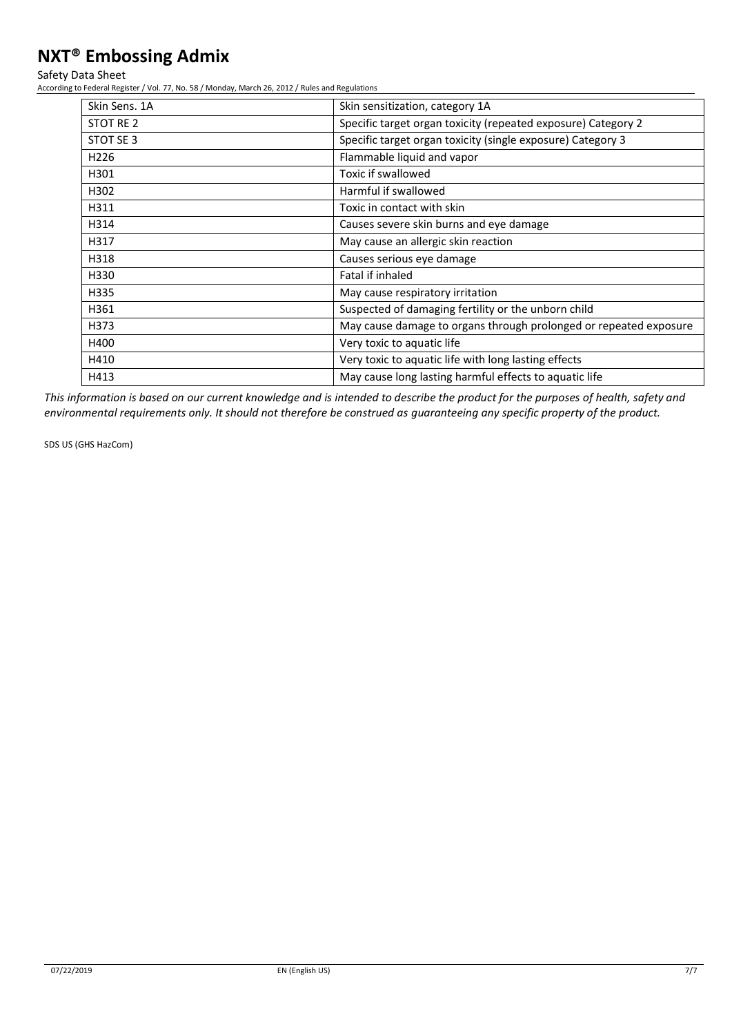| | |
|---|---|
| Skin Sens. 1A | Skin sensitization, category 1A |
| STOT RE 2 | Specific target organ toxicity (repeated exposure) Category 2 |
| STOT SE 3 | Specific target organ toxicity (single exposure) Category 3 |
| H226 | Flammable liquid and vapor |
| H301 | Toxic if swallowed |
| H302 | Harmful if swallowed |
| H311 | Toxic in contact with skin |
| H314 | Causes severe skin burns and eye damage |
| H317 | May cause an allergic skin reaction |
| H318 | Causes serious eye damage |
| H330 | Fatal if inhaled |
| H335 | May cause respiratory irritation |
| H361 | Suspected of damaging fertility or the unborn child |
| H373 | May cause damage to organs through prolonged or repeated exposure |
| H400 | Very toxic to aquatic life |
| H410 | Very toxic to aquatic life with long lasting effects |
| H413 | May cause long lasting harmful effects to aquatic life |

*This information is based on our current knowledge and is intended to describe the product for the purposes of health, safety and environmental requirements only. It should not therefore be construed as guaranteeing any specific property of the product.*

SDS US (GHS HazCom)